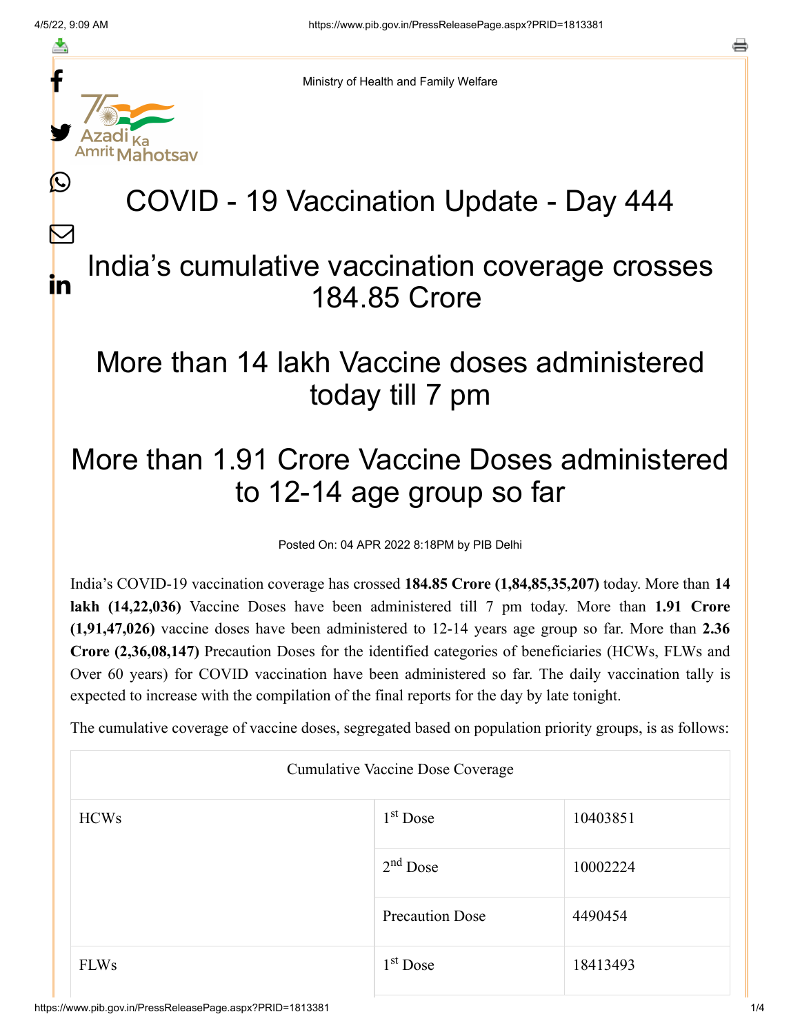Ministry of Health and Family Welfare

# COVID - 19 Vaccination Update - Day 444

## India's cumulative vaccination coverage crosses 184.85 Crore

## More than 14 lakh Vaccine doses administered today till 7 pm

## More than 1.91 Crore Vaccine Doses administered to 12-14 age group so far

Posted On: 04 APR 2022 8:18PM by PIB Delhi

India's COVID-19 vaccination coverage has crossed **184.85 Crore (1,84,85,35,207)** today. More than **14 lakh (14,22,036)** Vaccine Doses have been administered till 7 pm today. More than **1.91 Crore (1,91,47,026)** vaccine doses have been administered to 12-14 years age group so far. More than **2.36 Crore (2,36,08,147)** Precaution Doses for the identified categories of beneficiaries (HCWs, FLWs and Over 60 years) for COVID vaccination have been administered so far. The daily vaccination tally is expected to increase with the compilation of the final reports for the day by late tonight.

The cumulative coverage of vaccine doses, segregated based on population priority groups, is as follows:

| Cumulative Vaccine Dose Coverage | | |
|---|---|---|
| HCWs | 1st Dose | 10403851 |
| | 2nd Dose | 10002224 |
| | Precaution Dose | 4490454 |
| FLWs | 1st Dose | 18413493 |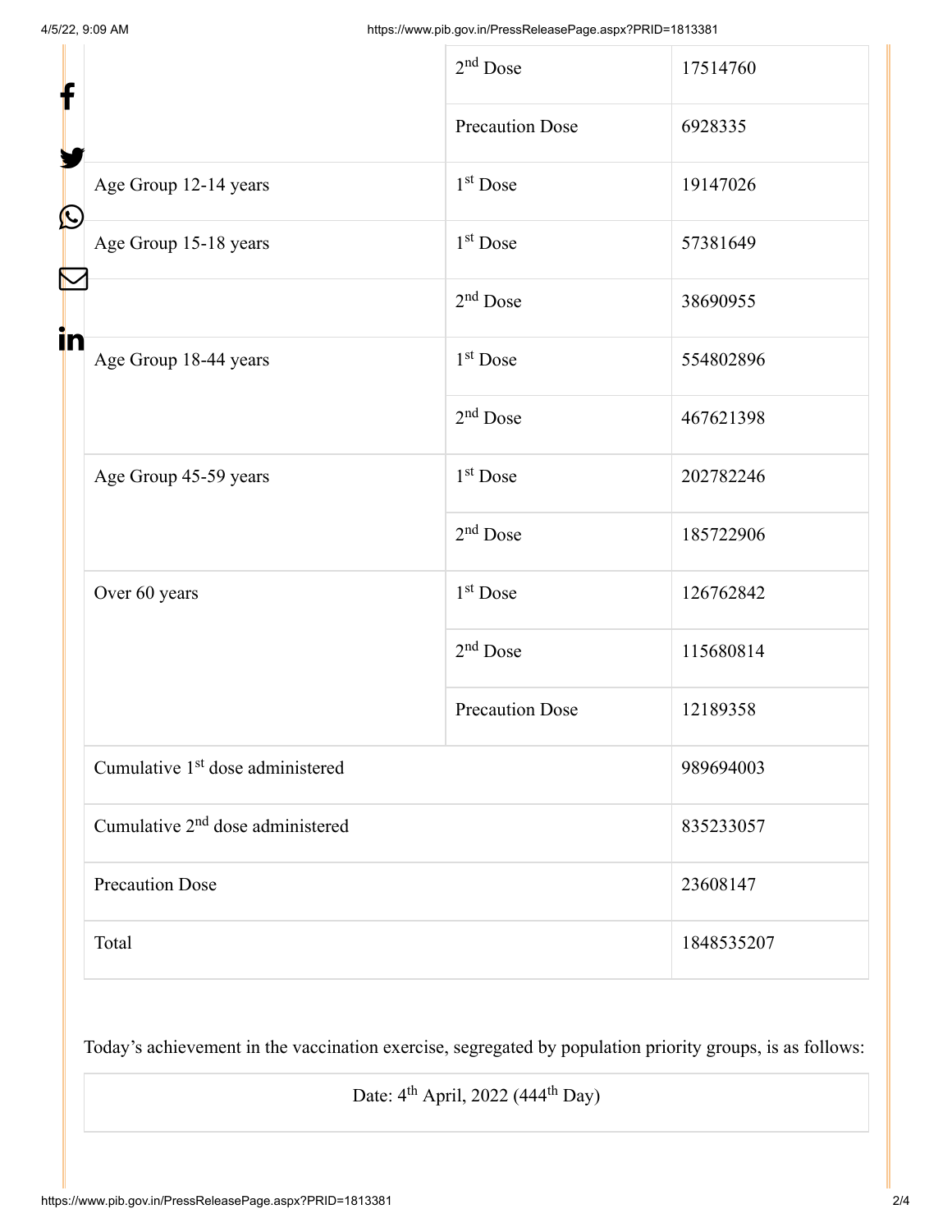|  |  |  |
|---|---|---|
|  | 2nd Dose | 17514760 |
|  | Precaution Dose | 6928335 |
| Age Group 12-14 years | 1st Dose | 19147026 |
| Age Group 15-18 years | 1st Dose | 57381649 |
|  | 2nd Dose | 38690955 |
| Age Group 18-44 years | 1st Dose | 554802896 |
|  | 2nd Dose | 467621398 |
| Age Group 45-59 years | 1st Dose | 202782246 |
|  | 2nd Dose | 185722906 |
| Over 60 years | 1st Dose | 126762842 |
|  | 2nd Dose | 115680814 |
|  | Precaution Dose | 12189358 |
| Cumulative 1st dose administered |  | 989694003 |
| Cumulative 2nd dose administered |  | 835233057 |
| Precaution Dose |  | 23608147 |
| Total |  | 1848535207 |

Today's achievement in the vaccination exercise, segregated by population priority groups, is as follows:

| Date: 4th April, 2022 (444th Day) |
|---|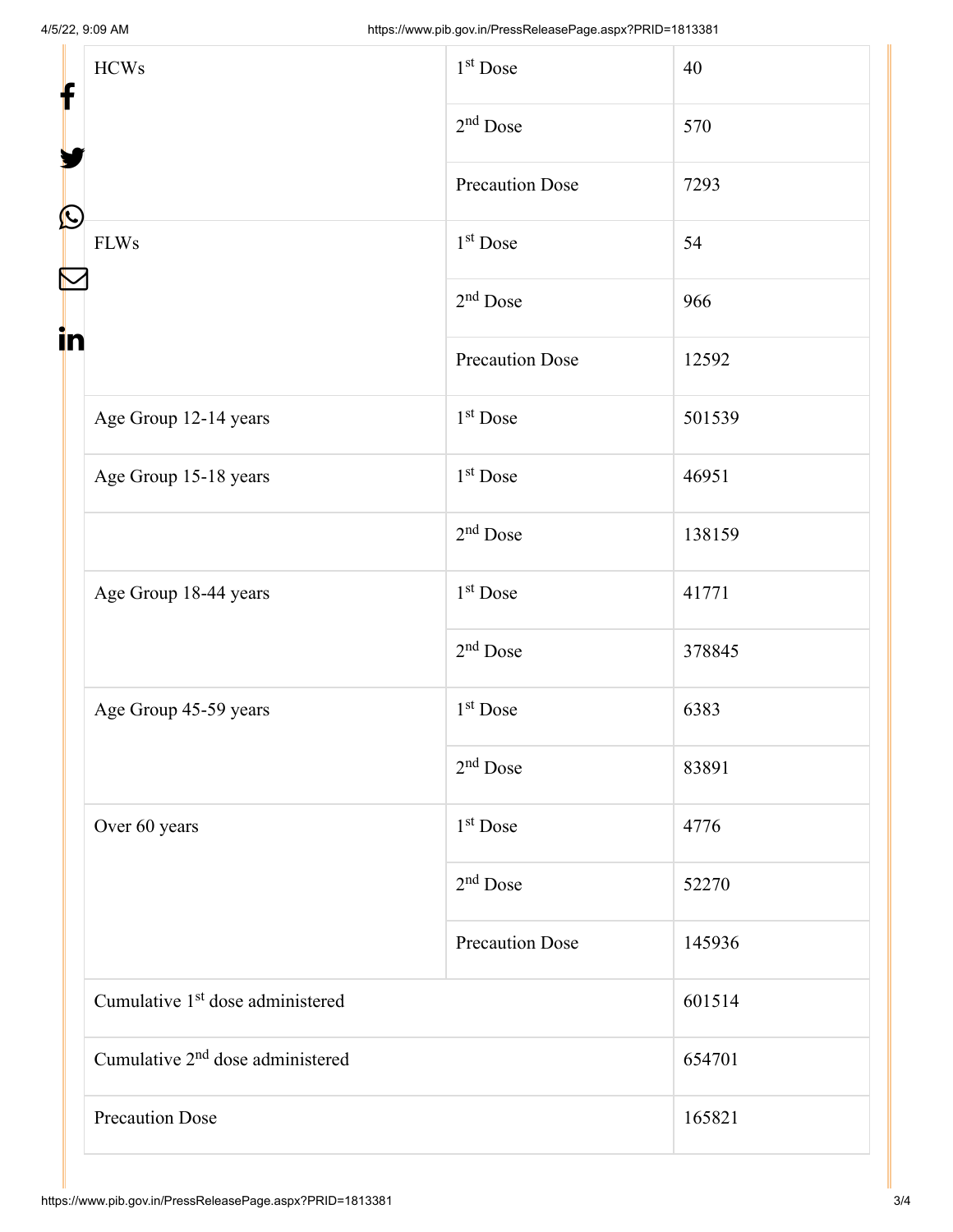| | | |
|---|---|---|
| HCWs | 1st Dose | 40 |
| | 2nd Dose | 570 |
| | Precaution Dose | 7293 |
| FLWs | 1st Dose | 54 |
| | 2nd Dose | 966 |
| | Precaution Dose | 12592 |
| Age Group 12-14 years | 1st Dose | 501539 |
| Age Group 15-18 years | 1st Dose | 46951 |
| | 2nd Dose | 138159 |
| Age Group 18-44 years | 1st Dose | 41771 |
| | 2nd Dose | 378845 |
| Age Group 45-59 years | 1st Dose | 6383 |
| | 2nd Dose | 83891 |
| Over 60 years | 1st Dose | 4776 |
| | 2nd Dose | 52270 |
| | Precaution Dose | 145936 |
| Cumulative 1st dose administered | | 601514 |
| Cumulative 2nd dose administered | | 654701 |
| Precaution Dose | | 165821 |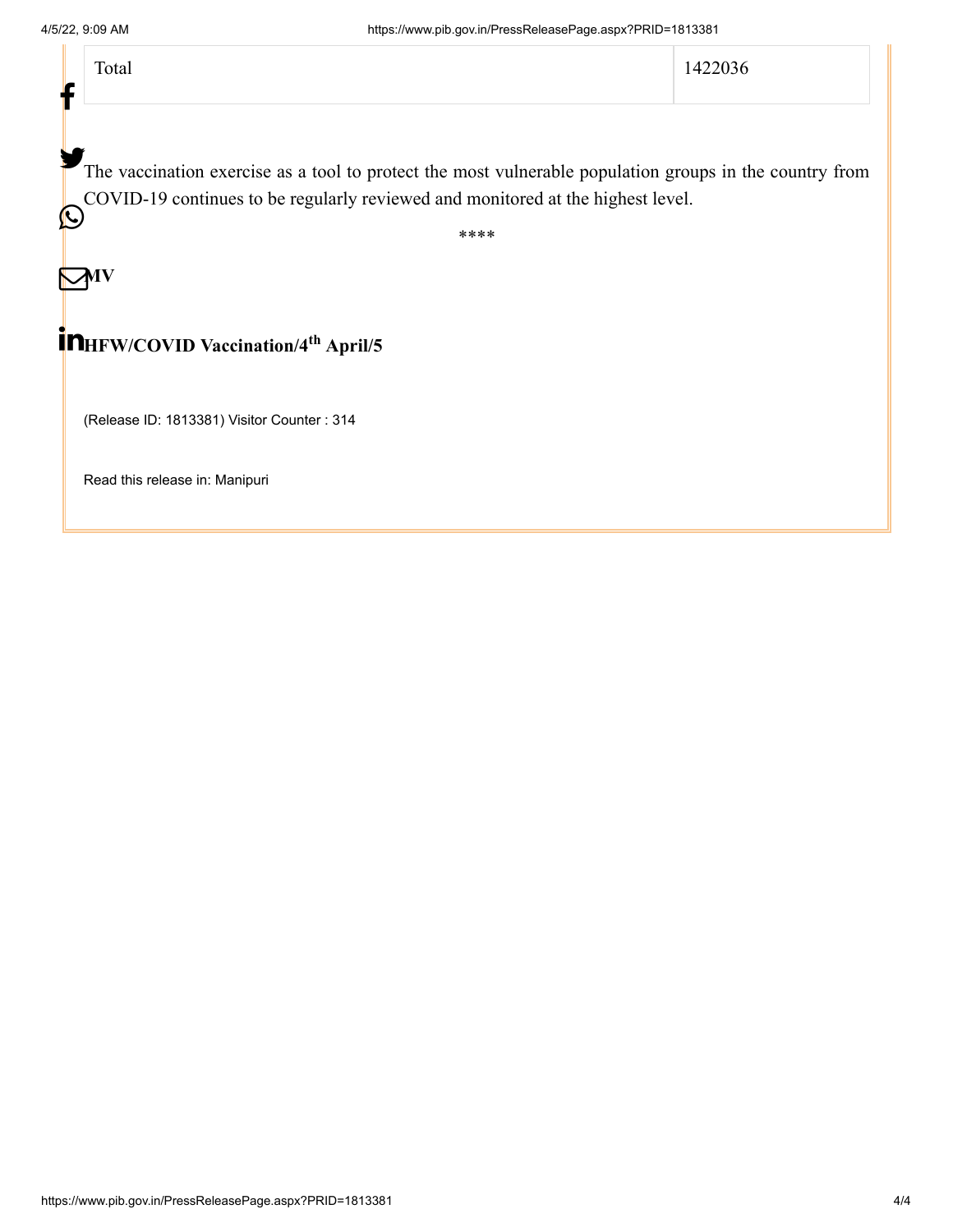| | |
|---|---|
| Total | 1422036 |

The vaccination exercise as a tool to protect the most vulnerable population groups in the country from COVID-19 continues to be regularly reviewed and monitored at the highest level.

****

**MV**

**HFW/COVID Vaccination/4th April/5**

(Release ID: 1813381) Visitor Counter : 314

Read this release in: Manipuri